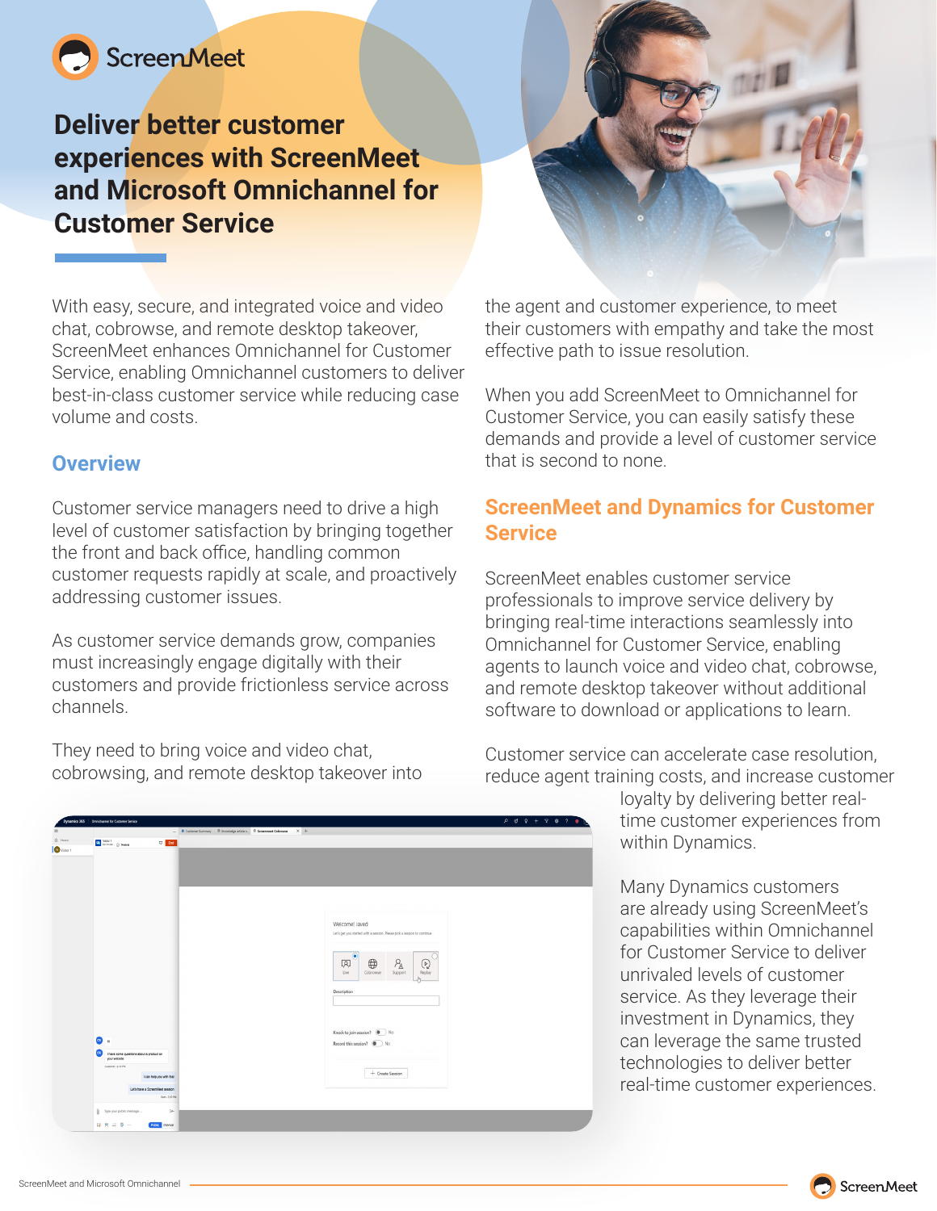# Deliver better customer experiences with ScreenMeet and Microsoft Omnichannel for Customer Service

With easy, secure, and integrated voice and video chat, cobrowse, and remote desktop takeover, ScreenMeet enhances Omnichannel for Customer Service, enabling Omnichannel customers to deliver best-in-class customer service while reducing case volume and costs.

## Overview

Customer service managers need to drive a high level of customer satisfaction by bringing together the front and back office, handling common customer requests rapidly at scale, and proactively addressing customer issues.

As customer service demands grow, companies must increasingly engage digitally with their customers and provide frictionless service across channels.

They need to bring voice and video chat, cobrowsing, and remote desktop takeover into the agent and customer experience, to meet their customers with empathy and take the most effective path to issue resolution.

When you add ScreenMeet to Omnichannel for Customer Service, you can easily satisfy these demands and provide a level of customer service that is second to none.

## ScreenMeet and Dynamics for Customer Service

ScreenMeet enables customer service professionals to improve service delivery by bringing real-time interactions seamlessly into Omnichannel for Customer Service, enabling agents to launch voice and video chat, cobrowse, and remote desktop takeover without additional software to download or applications to learn.

Customer service can accelerate case resolution, reduce agent training costs, and increase customer loyalty by delivering better real-time customer experiences from within Dynamics.

Many Dynamics customers are already using ScreenMeet's capabilities within Omnichannel for Customer Service to deliver unrivaled levels of customer service. As they leverage their investment in Dynamics, they can leverage the same trusted technologies to deliver better real-time customer experiences.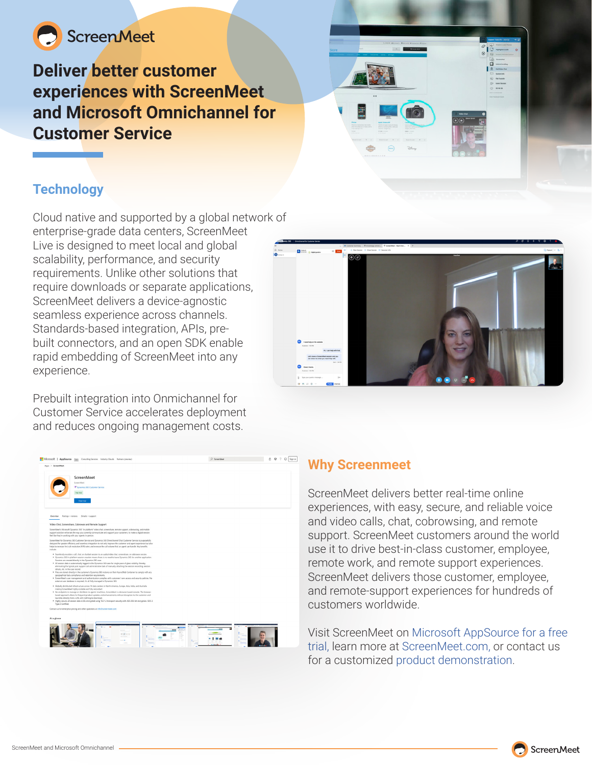# Deliver better customer experiences with ScreenMeet and Microsoft Omnichannel for Customer Service

## Technology

Cloud native and supported by a global network of enterprise-grade data centers, ScreenMeet Live is designed to meet local and global scalability, performance, and security requirements. Unlike other solutions that require downloads or separate applications, ScreenMeet delivers a device-agnostic seamless experience across channels. Standards-based integration, APIs, pre-built connectors, and an open SDK enable rapid embedding of ScreenMeet into any experience.

Prebuilt integration into Onmichannel for Customer Service accelerates deployment and reduces ongoing management costs.

## Why Screenmeet

ScreenMeet delivers better real-time online experiences, with easy, secure, and reliable voice and video calls, chat, cobrowsing, and remote support. ScreenMeet customers around the world use it to drive best-in-class customer, employee, remote work, and remote support experiences. ScreenMeet delivers those customer, employee, and remote-support experiences for hundreds of customers worldwide.

Visit ScreenMeet on Microsoft AppSource for a free trial, learn more at ScreenMeet.com, or contact us for a customized product demonstration.